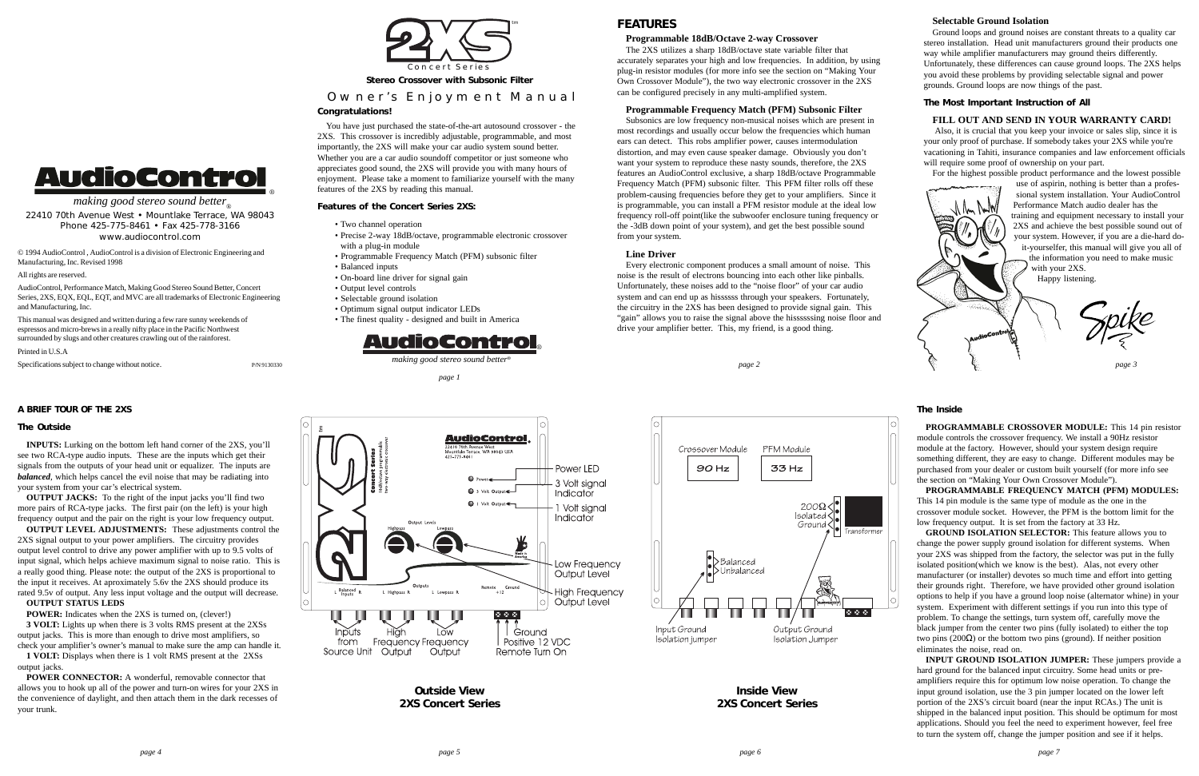# AudioControl

*making good stereo sound better*®

22410 70th Avenue West • Mountlake Terrace, WA 98043
Phone 425-775-8461 • Fax 425-778-3166
www.audiocontrol.com

© 1994 AudioControl , AudioControl is a division of Electronic Engineering and Manufacturing, Inc. Revised 1998

All rights are reserved.

AudioControl, Performance Match, Making Good Stereo Sound Better, Concert Series, 2XS, EQX, EQL, EQT, and MVC are all trademarks of Electronic Engineering and Manufacturing, Inc.

This manual was designed and written during a few rare sunny weekends of espressos and micro-brews in a really nifty place in the Pacific Northwest surrounded by slugs and other creatures crawling out of the rainforest.

Printed in U.S.A

Specifications subject to change without notice. P/N 9130330

# 2XS

Concert Series

**Stereo Crossover with Subsonic Filter**

## Owner's Enjoyment Manual

### Congratulations!

You have just purchased the state-of-the-art autosound crossover - the 2XS. This crossover is incredibly adjustable, programmable, and most importantly, the 2XS will make your car audio system sound better. Whether you are a car audio soundoff competitor or just someone who appreciates good sound, the 2XS will provide you with many hours of enjoyment. Please take a moment to familiarize yourself with the many features of the 2XS by reading this manual.

### Features of the Concert Series 2XS:

- Two channel operation
- Precise 2-way 18dB/octave, programmable electronic crossover with a plug-in module
- Programmable Frequency Match (PFM) subsonic filter
- Balanced inputs
- On-board line driver for signal gain
- Output level controls
- Selectable ground isolation
- Optimum signal output indicator LEDs
- The finest quality - designed and built in America

AudioControl®

*making good stereo sound better*®

## FEATURES

### Programmable 18dB/Octave 2-way Crossover

The 2XS utilizes a sharp 18dB/octave state variable filter that accurately separates your high and low frequencies. In addition, by using plug-in resistor modules (for more info see the section on "Making Your Own Crossover Module"), the two way electronic crossover in the 2XS can be configured precisely in any multi-amplified system.

### Programmable Frequency Match (PFM) Subsonic Filter

Subsonics are low frequency non-musical noises which are present in most recordings and usually occur below the frequencies which human ears can detect. This robs amplifier power, causes intermodulation distortion, and may even cause speaker damage. Obviously you don't want your system to reproduce these nasty sounds, therefore, the 2XS features an AudioControl exclusive, a sharp 18dB/octave Programmable Frequency Match (PFM) subsonic filter. This PFM filter rolls off these problem-causing frequencies before they get to your amplifiers. Since it is programmable, you can install a PFM resistor module at the ideal low frequency roll-off point(like the subwoofer enclosure tuning frequency or the -3dB down point of your system), and get the best possible sound from your system.

### Line Driver

Every electronic component produces a small amount of noise. This noise is the result of electrons bouncing into each other like pinballs. Unfortunately, these noises add to the "noise floor" of your car audio system and can end up as hissssss through your speakers. Fortunately, the circuitry in the 2XS has been designed to provide signal gain. This "gain" allows you to raise the signal above the hisssssing noise floor and drive your amplifier better. This, my friend, is a good thing.

### Selectable Ground Isolation

Ground loops and ground noises are constant threats to a quality car stereo installation. Head unit manufacturers ground their products one way while amplifier manufacturers may ground theirs differently. Unfortunately, these differences can cause ground loops. The 2XS helps you avoid these problems by providing selectable signal and power grounds. Ground loops are now things of the past.

### The Most Important Instruction of All

**FILL OUT AND SEND IN YOUR WARRANTY CARD!**

Also, it is crucial that you keep your invoice or sales slip, since it is your only proof of purchase. If somebody takes your 2XS while you're vacationing in Tahiti, insurance companies and law enforcement officials will require some proof of ownership on your part.

For the highest possible product performance and the lowest possible use of aspirin, nothing is better than a professional system installation. Your AudioControl Performance Match audio dealer has the training and equipment necessary to install your 2XS and achieve the best possible sound out of your system. However, if you are a die-hard do-it-yourselfer, this manual will give you all of the information you need to make music with your 2XS.

Happy listening.

Spike

## A BRIEF TOUR OF THE 2XS

### The Outside

**INPUTS:** Lurking on the bottom left hand corner of the 2XS, you'll see two RCA-type audio inputs. These are the inputs which get their signals from the outputs of your head unit or equalizer. The inputs are ***balanced***, which helps cancel the evil noise that may be radiating into your system from your car's electrical system.

**OUTPUT JACKS:** To the right of the input jacks you'll find two more pairs of RCA-type jacks. The first pair (on the left) is your high frequency output and the pair on the right is your low frequency output.

**OUTPUT LEVEL ADJUSTMENTS:** These adjustments control the 2XS signal output to your power amplifiers. The circuitry provides output level control to drive any power amplifier with up to 9.5 volts of input signal, which helps achieve maximum signal to noise ratio. This is a really good thing. Please note: the output of the 2XS is proportional to the input it receives. At aproximately 5.6v the 2XS should produce its rated 9.5v of output. Any less input voltage and the output will decrease.

**OUTPUT STATUS LEDS**

**POWER:** Indicates when the 2XS is turned on, (clever!)

**3 VOLT:** Lights up when there is 3 volts RMS present at the 2XSs output jacks. This is more than enough to drive most amplifiers, so check your amplifier's owner's manual to make sure the amp can handle it.

**1 VOLT:** Displays when there is 1 volt RMS present at the 2XSs output jacks.

**POWER CONNECTOR:** A wonderful, removable connector that allows you to hook up all of the power and turn-on wires for your 2XS in the convenience of daylight, and then attach them in the dark recesses of your trunk.

AudioControl® 22410 70th Avenue West, Mountlake Terrace, WA 98043 USA 425-775-8461

Concert Series — Stereo crossover with programmable two-way electronic crossover

Power LED · 3 Volt signal Indicator · 1 Volt signal Indicator · Low Frequency Output Level · High Frequency Output Level · Inputs from Source Unit · High Frequency Output · Low Frequency Output · Ground · Positive 12 VDC · Remote Turn On

**Outside View**
**2XS Concert Series**

Crossover Module: 90 Hz · PFM Module: 33 Hz · 200Ω · Isolated · Ground · Transformer · Balanced · Unbalanced · Input Ground Isolation jumper · Output Ground Isolation Jumper

**Inside View**
**2XS Concert Series**

### The Inside

**PROGRAMMABLE CROSSOVER MODULE:** This 14 pin resistor module controls the crossover frequency. We install a 90Hz resistor module at the factory. However, should your system design require something different, they are easy to change. Different modules may be purchased from your dealer or custom built yourself (for more info see the section on "Making Your Own Crossover Module").

**PROGRAMMABLE FREQUENCY MATCH (PFM) MODULES:** This 14 pin module is the same type of module as the one in the crossover module socket. However, the PFM is the bottom limit for the low frequency output. It is set from the factory at 33 Hz.

**GROUND ISOLATION SELECTOR:** This feature allows you to change the power supply ground isolation for different systems. When your 2XS was shipped from the factory, the selector was put in the fully isolated position(which we know is the best). Alas, not every other manufacturer (or installer) devotes so much time and effort into getting their grounds right. Therefore, we have provided other ground isolation options to help if you have a ground loop noise (alternator whine) in your system. Experiment with different settings if you run into this type of problem. To change the settings, turn system off, carefully move the black jumper from the center two pins (fully isolated) to either the top two pins (200Ω) or the bottom two pins (ground). If neither position eliminates the noise, read on.

**INPUT GROUND ISOLATION JUMPER:** These jumpers provide a hard ground for the balanced input circuitry. Some head units or pre-amplifiers require this for optimum low noise operation. To change the input ground isolation, use the 3 pin jumper located on the lower left portion of the 2XS's circuit board (near the input RCAs.) The unit is shipped in the balanced input position. This should be optimum for most applications. Should you feel the need to experiment however, feel free to turn the system off, change the jumper position and see if it helps.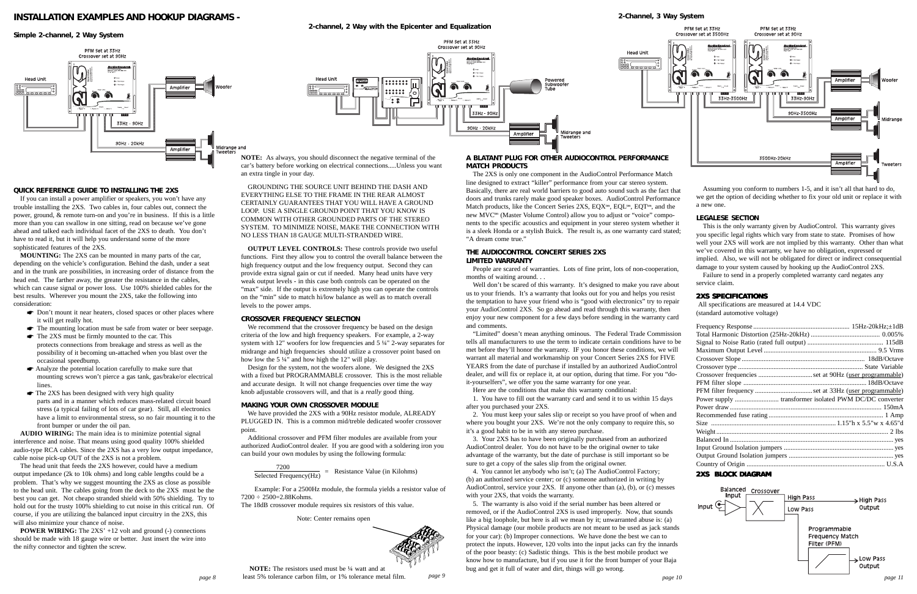# INSTALLATION EXAMPLES AND HOOKUP DIAGRAMS -

## Simple 2-channel, 2 Way System

PFM Set at 33Hz
Crossover set at 90Hz

Head Unit

Amplifier

Woofer

33Hz - 90Hz

90Hz - 20kHz

Amplifier

Midrange and Tweeters

## 2-channel, 2 Way with the Epicenter and Equalization

PFM Set at 33Hz
Crossover set at 90Hz

Head Unit

Powered Subwoofer Tube

33Hz - 90Hz

90Hz - 20kHz

Amplifier

Midrange and Tweeters

## 2-Channel, 3 Way System

PFM Set at 33Hz
Crossover set at 3500Hz

PFM Set at 33Hz
Crossover set at 90Hz

Head Unit

33Hz-3500Hz

33Hz-90Hz

Amplifier

Woofer

90Hz-3500Hz

Amplifier

Midrange

3500Hz-20kHz

Amplifier

Tweeters

### QUICK REFERENCE GUIDE TO INSTALLING THE 2XS

If you can install a power amplifier or speakers, you won't have any trouble installing the 2XS. Two cables in, four cables out, connect the power, ground, & remote turn-on and you're in business. If this is a little more than you can swallow in one sitting, read on because we've gone ahead and talked each individual facet of the 2XS to death. You don't have to read it, but it will help you understand some of the more sophisticated features of the 2XS.

**MOUNTING:** The 2XS can be mounted in many parts of the car, depending on the vehicle's configuration. Behind the dash, under a seat and in the trunk are possibilities, in increasing order of distance from the head end. The farther away, the greater the resistance in the cables, which can cause signal or power loss. Use 100% shielded cables for the best results. Wherever you mount the 2XS, take the following into consideration:

- Don't mount it near heaters, closed spaces or other places where it will get really hot.
- The mounting location must be safe from water or beer seepage.
- The 2XS must be firmly mounted to the car. This protects connections from breakage and stress as well as the possibility of it becoming un-attached when you blast over the occasional speedbump.
- Analyze the potential location carefully to make sure that mounting screws won't pierce a gas tank, gas/brake/or electrical lines.
- The 2XS has been designed with very high quality parts and in a manner which reduces mass-related circuit board stress (a typical failing of lots of car gear). Still, all electronics have a limit to environmental stress, so no fair mounting it to the front bumper or under the oil pan.

**AUDIO WIRING:** The main idea is to minimize potential signal interference and noise. That means using good quality 100% shielded audio-type RCA cables. Since the 2XS has a very low output impedance, cable noise pick-up OUT of the 2XS is not a problem.

The head unit that feeds the 2XS however, could have a medium output impedance (2k to 10k ohms) and long cable lengths could be a problem. That's why we suggest mounting the 2XS as close as possible to the head unit. The cables going from the deck to the 2XS must be the best you can get. Not cheapo stranded shield with 50% shielding. Try to hold out for the trusty 100% shielding to cut noise in this critical run. Of course, if you are utilizing the balanced input circuitry in the 2XS, this will also minimize your chance of noise.

**POWER WIRING:** The 2XS' +12 volt and ground (-) connections should be made with 18 gauge wire or better. Just insert the wire into the nifty connector and tighten the screw.

**NOTE:** As always, you should disconnect the negative terminal of the car's battery before working on electrical connections.....Unless you want an extra tingle in your day.

GROUNDING THE SOURCE UNIT BEHIND THE DASH AND EVERYTHING ELSE TO THE FRAME IN THE REAR ALMOST CERTAINLY GUARANTEES THAT YOU WILL HAVE A GROUND LOOP. USE A SINGLE GROUND POINT THAT YOU KNOW IS COMMON WITH OTHER GROUNDED PARTS OF THE STEREO SYSTEM. TO MINIMIZE NOISE, MAKE THE CONNECTION WITH NO LESS THAN 18 GAUGE MULTI-STRANDED WIRE.

**OUTPUT LEVEL CONTROLS:** These controls provide two useful functions. First they allow you to control the overall balance between the high frequency output and the low frequency output. Second they can provide extra signal gain or cut if needed. Many head units have very weak output levels - in this case both controls can be operated on the "max" side. If the output is extremely high you can operate the controls on the "min" side to match hi/low balance as well as to match overall levels to the power amps.

### CROSSOVER FREQUENCY SELECTION

We recommend that the crossover frequency be based on the design criteria of the low and high frequency speakers. For example, a 2-way system with 12" woofers for low frequencies and 5 ¼" 2-way separates for midrange and high frequencies should utilize a crossover point based on how low the 5 ¼" and how high the 12" will play.

Design for the system, not the woofers alone. We designed the 2XS with a fixed but PROGRAMMABLE crossover. This is the most reliable and accurate design. It will not change frequencies over time the way knob adjustable crossovers will, and that is a *really* good thing.

### MAKING YOUR OWN CROSSOVER MODULE

We have provided the 2XS with a 90Hz resistor module, ALREADY PLUGGED IN. This is a common mid/treble dedicated woofer crossover point.

Additional crossover and PFM filter modules are available from your authorized AudioControl dealer. If you are good with a soldering iron you can build your own modules by using the following formula:

$$\frac{7200}{\text{Selected Frequency(Hz)}} = \text{Resistance Value (in Kilohms)}$$

Example: For a 2500Hz module, the formula yields a resistor value of 7200 ÷ 2500=2.88Kohms.
The 18dB crossover module requires six resistors of this value.

Note: Center remains open

**NOTE:** The resistors used must be ¼ watt and at least 5% tolerance carbon film, or 1% tolerance metal film.

### A BLATANT PLUG FOR OTHER AUDIOCONTROL PERFORMANCE MATCH PRODUCTS

The 2XS is only one component in the AudioControl Performance Match line designed to extract "killer" performance from your car stereo system. Basically, there are real world barriers to good auto sound such as the fact that doors and trunks rarely make good speaker boxes. AudioControl Performance Match products, like the Concert Series 2XS, EQX™, EQL™, EQT™, and the new MVC™ (Master Volume Control) allow you to adjust or "voice" components to the specific acoustics and equipment in your stereo system whether it is a sleek Honda or a stylish Buick. The result is, as one warranty card stated; "A dream come true."

### THE AUDIOCONTROL CONCERT SERIES 2XS LIMITED WARRANTY

People are scared of warranties. Lots of fine print, lots of non-cooperation, months of waiting around. . .

Well don't be scared of this warranty. It's designed to make you rave about us to your friends. It's a warranty that looks out for you and helps you resist the temptation to have your friend who is "good with electronics" try to repair your AudioControl 2XS. So go ahead and read through this warranty, then enjoy your new component for a few days before sending in the warranty card and comments.

"Limited" doesn't mean anything ominous. The Federal Trade Commission tells all manufacturers to use the term to indicate certain conditions have to be met before they'll honor the warranty. IF you honor these conditions, we will warrant all material and workmanship on your Concert Series 2XS for FIVE YEARS from the date of purchase if installed by an authorized AudioControl dealer, and will fix or replace it, at our option, during that time. For you "do-it-yourselfers", we offer you the same warranty for one year.

Here are the conditions that make this warranty conditional:

1. You have to fill out the warranty card and send it to us within 15 days after you purchased your 2XS.

2. You must keep your sales slip or receipt so you have proof of when and where you bought your 2XS. We're not the only company to require this, so it's a good habit to be in with any stereo purchase.

3. Your 2XS has to have been originally purchased from an authorized AudioControl dealer. You do not have to be the original owner to take advantage of the warranty, but the date of purchase is still important so be sure to get a copy of the sales slip from the original owner.

4. You cannot let anybody who isn't; (a) The AudioControl Factory; (b) an authorized service center; or (c) someone authorized in writing by AudioControl, service your 2XS. If anyone other than (a), (b), or (c) messes with your 2XS, that voids the warranty.

5. The warranty is also void if the serial number has been altered or removed, or if the AudioControl 2XS is used improperly. Now, that sounds like a big loophole, but here is all we mean by it; unwarranted abuse is: (a) Physical damage (our mobile products are not meant to be used as jack stands for your car): (b) Improper connections. We have done the best we can to protect the inputs. However, 120 volts into the input jacks can fry the innards of the poor beasty: (c) Sadistic things. This is the best mobile product we know how to manufacture, but if you use it for the front bumper of your Baja bug and get it full of water and dirt, things will go wrong.

Assuming you conform to numbers 1-5, and it isn't all that hard to do, we get the option of deciding whether to fix your old unit or replace it with a new one.

### LEGALESE SECTION

This is the only warranty given by AudioControl. This warranty gives you specific legal rights which vary from state to state. Promises of how well your 2XS will work are not implied by this warranty. Other than what we've covered in this warranty, we have no obligation, expressed or implied. Also, we will not be obligated for direct or indirect consequential damage to your system caused by hooking up the AudioControl 2XS.

Failure to send in a properly completed warranty card negates any service claim.

### 2XS SPECIFICATIONS

All specifications are measured at 14.4 VDC
(standard automotive voltage)

| | |
|---|---|
| Frequency Response | 15Hz-20kHz;±1dB |
| Total Harmonic Distortion (25Hz-20kHz) | 0.005% |
| Signal to Noise Ratio (rated full output) | 115dB |
| Maximum Output Level | 9.5 Vrms |
| Crossover Slope | 18dB/Octave |
| Crossover type | State Variable |
| Crossover frequencies | set at 90Hz (user programmable) |
| PFM filter slope | 18dB/Octave |
| PFM filter frequency | set at 33Hz (user programmable) |
| Power supply | transformer isolated PWM DC/DC converter |
| Power draw | 150mA |
| Recommended fuse rating | 1 Amp |
| Size | 1.15"h x 5.5"w x 4.65"d |
| Weight | 2 lbs |
| Balanced In | yes |
| Input Ground Isolation jumpers | yes |
| Output Ground Isolation jumpers | yes |
| Country of Origin | U.S.A |

### 2XS BLOCK DIAGRAM

Balanced Input

Crossover

Input

High Pass

Low Pass

High Pass Output

Programmable Frequency Match Filter (PFM)

Low Pass Output